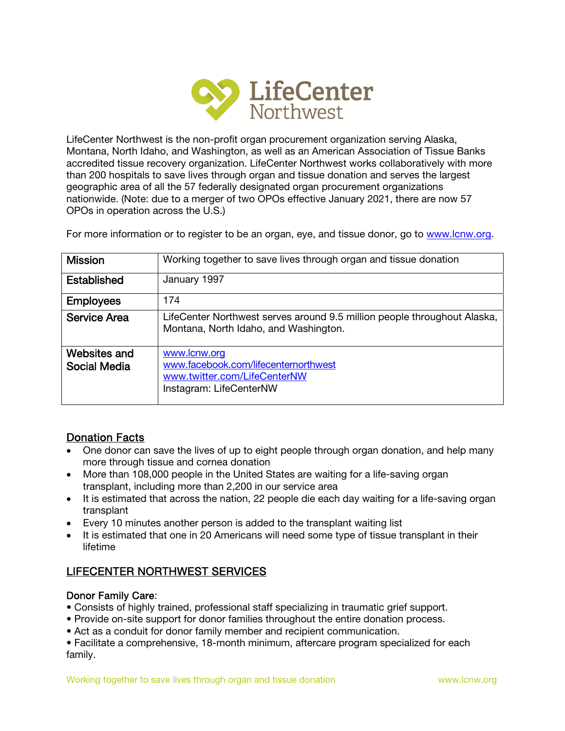# LifeCenter Northwest

LifeCenter Northwest is the non-profit organ procurement organization serving Alaska, Montana, North Idaho, and Washington, as well as an American Association of Tissue Banks accredited tissue recovery organization. LifeCenter Northwest works collaboratively with more than 200 hospitals to save lives through organ and tissue donation and serves the largest geographic area of all the 57 federally designated organ procurement organizations nationwide. (Note: due to a merger of two OPOs effective January 2021, there are now 57 OPOs in operation across the U.S.)

For more information or to register to be an organ, eye, and tissue donor, go to www.lcnw.org.

| **Mission** | Working together to save lives through organ and tissue donation |
|---|---|
| **Established** | January 1997 |
| **Employees** | 174 |
| **Service Area** | LifeCenter Northwest serves around 9.5 million people throughout Alaska, Montana, North Idaho, and Washington. |
| **Websites and Social Media** | www.lcnw.org<br>www.facebook.com/lifecenternorthwest<br>www.twitter.com/LifeCenterNW<br>Instagram: LifeCenterNW |

## Donation Facts

- One donor can save the lives of up to eight people through organ donation, and help many more through tissue and cornea donation
- More than 108,000 people in the United States are waiting for a life-saving organ transplant, including more than 2,200 in our service area
- It is estimated that across the nation, 22 people die each day waiting for a life-saving organ transplant
- Every 10 minutes another person is added to the transplant waiting list
- It is estimated that one in 20 Americans will need some type of tissue transplant in their lifetime

## LIFECENTER NORTHWEST SERVICES

**Donor Family Care**:

- Consists of highly trained, professional staff specializing in traumatic grief support.
- Provide on-site support for donor families throughout the entire donation process.
- Act as a conduit for donor family member and recipient communication.
- Facilitate a comprehensive, 18-month minimum, aftercare program specialized for each family.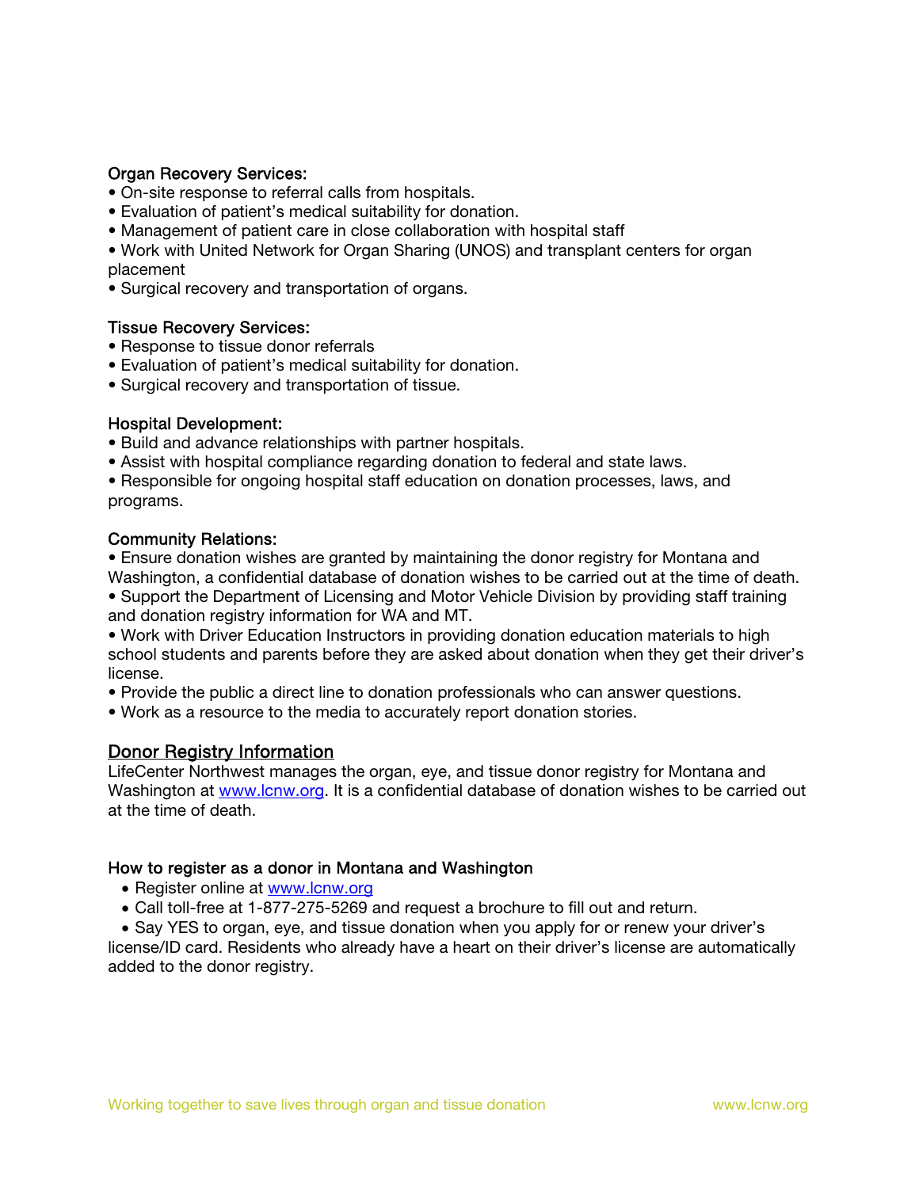### Organ Recovery Services:

- On-site response to referral calls from hospitals.
- Evaluation of patient's medical suitability for donation.
- Management of patient care in close collaboration with hospital staff
- Work with United Network for Organ Sharing (UNOS) and transplant centers for organ placement
- Surgical recovery and transportation of organs.

### Tissue Recovery Services:

- Response to tissue donor referrals
- Evaluation of patient's medical suitability for donation.
- Surgical recovery and transportation of tissue.

### Hospital Development:

- Build and advance relationships with partner hospitals.
- Assist with hospital compliance regarding donation to federal and state laws.
- Responsible for ongoing hospital staff education on donation processes, laws, and programs.

### Community Relations:

- Ensure donation wishes are granted by maintaining the donor registry for Montana and Washington, a confidential database of donation wishes to be carried out at the time of death.
- Support the Department of Licensing and Motor Vehicle Division by providing staff training and donation registry information for WA and MT.
- Work with Driver Education Instructors in providing donation education materials to high school students and parents before they are asked about donation when they get their driver's license.
- Provide the public a direct line to donation professionals who can answer questions.
- Work as a resource to the media to accurately report donation stories.

## Donor Registry Information

LifeCenter Northwest manages the organ, eye, and tissue donor registry for Montana and Washington at [www.lcnw.org](http://www.lcnw.org). It is a confidential database of donation wishes to be carried out at the time of death.

### How to register as a donor in Montana and Washington

- Register online at [www.lcnw.org](http://www.lcnw.org)
- Call toll-free at 1-877-275-5269 and request a brochure to fill out and return.
- Say YES to organ, eye, and tissue donation when you apply for or renew your driver's license/ID card. Residents who already have a heart on their driver's license are automatically added to the donor registry.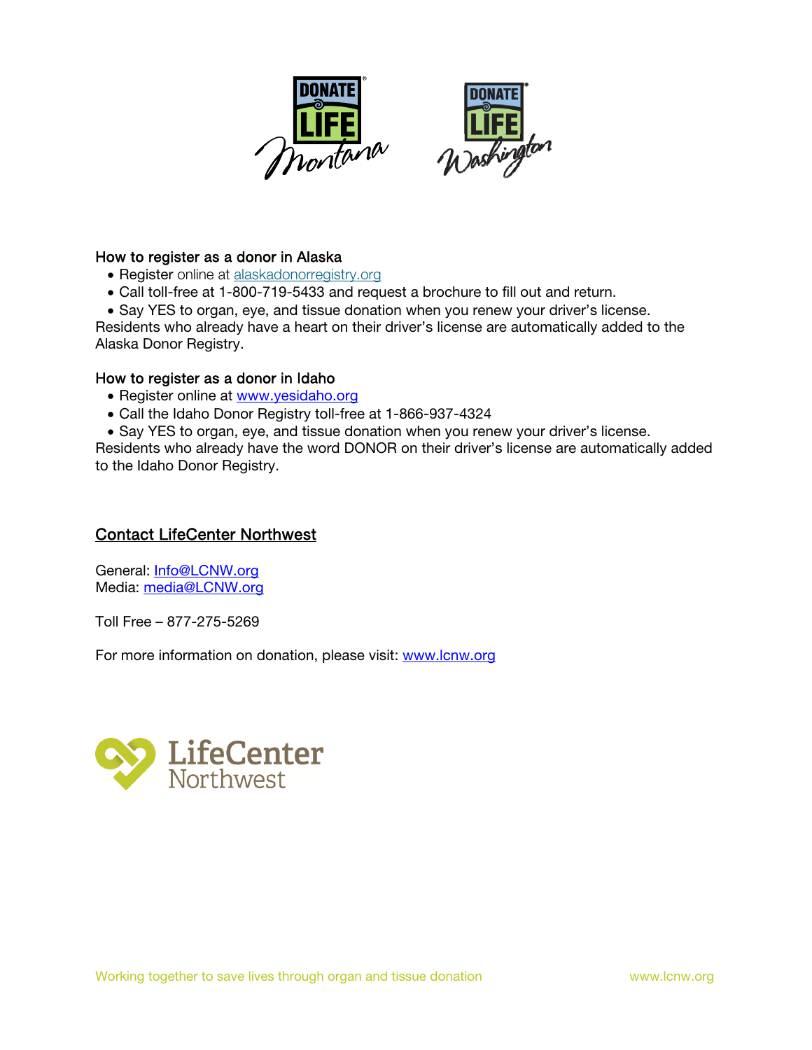### How to register as a donor in Alaska

- Register online at alaskadonorregistry.org
- Call toll-free at 1-800-719-5433 and request a brochure to fill out and return.
- Say YES to organ, eye, and tissue donation when you renew your driver's license.

Residents who already have a heart on their driver's license are automatically added to the Alaska Donor Registry.

### How to register as a donor in Idaho

- Register online at www.yesidaho.org
- Call the Idaho Donor Registry toll-free at 1-866-937-4324
- Say YES to organ, eye, and tissue donation when you renew your driver's license.

Residents who already have the word DONOR on their driver's license are automatically added to the Idaho Donor Registry.

## Contact LifeCenter Northwest

General: Info@LCNW.org
Media: media@LCNW.org

Toll Free – 877-275-5269

For more information on donation, please visit: www.lcnw.org